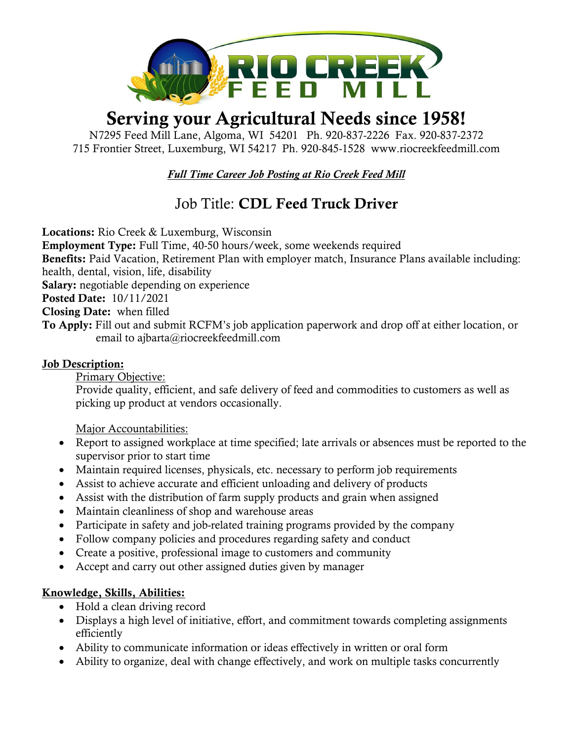# Serving your Agricultural Needs since 1958!

N7295 Feed Mill Lane, Algoma, WI 54201 Ph. 920-837-2226 Fax. 920-837-2372
715 Frontier Street, Luxemburg, WI 54217 Ph. 920-845-1528 www.riocreekfeedmill.com

***Full Time Career Job Posting at Rio Creek Feed Mill***

## Job Title: **CDL Feed Truck Driver**

**Locations:** Rio Creek & Luxemburg, Wisconsin
**Employment Type:** Full Time, 40-50 hours/week, some weekends required
**Benefits:** Paid Vacation, Retirement Plan with employer match, Insurance Plans available including: health, dental, vision, life, disability
**Salary:** negotiable depending on experience
**Posted Date:** 10/11/2021
**Closing Date:** when filled
**To Apply:** Fill out and submit RCFM's job application paperwork and drop off at either location, or email to ajbarta@riocreekfeedmill.com

### Job Description:

Primary Objective:

Provide quality, efficient, and safe delivery of feed and commodities to customers as well as picking up product at vendors occasionally.

Major Accountabilities:

- Report to assigned workplace at time specified; late arrivals or absences must be reported to the supervisor prior to start time
- Maintain required licenses, physicals, etc. necessary to perform job requirements
- Assist to achieve accurate and efficient unloading and delivery of products
- Assist with the distribution of farm supply products and grain when assigned
- Maintain cleanliness of shop and warehouse areas
- Participate in safety and job-related training programs provided by the company
- Follow company policies and procedures regarding safety and conduct
- Create a positive, professional image to customers and community
- Accept and carry out other assigned duties given by manager

### Knowledge, Skills, Abilities:

- Hold a clean driving record
- Displays a high level of initiative, effort, and commitment towards completing assignments efficiently
- Ability to communicate information or ideas effectively in written or oral form
- Ability to organize, deal with change effectively, and work on multiple tasks concurrently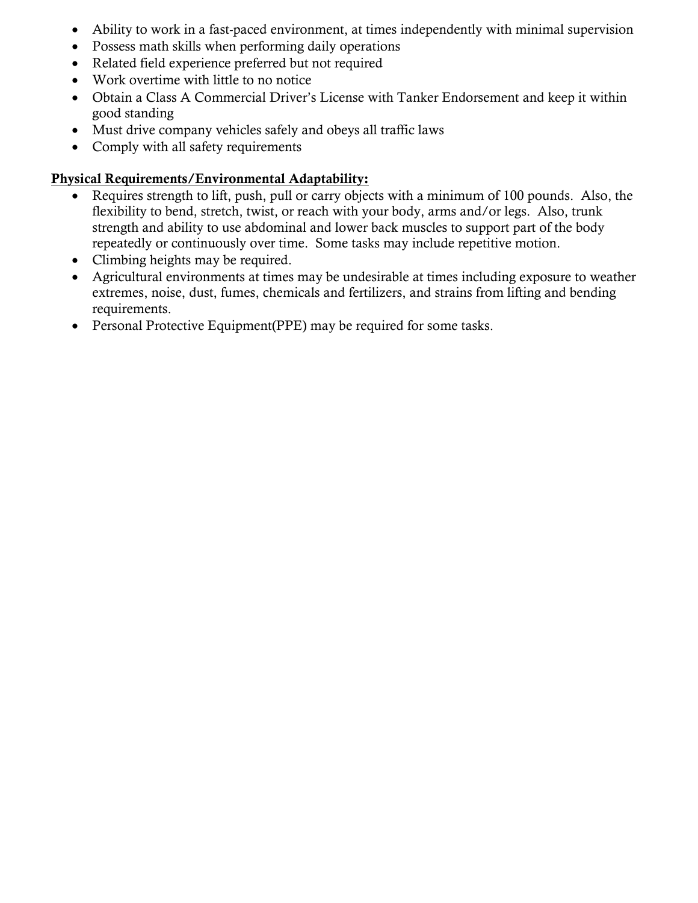- Ability to work in a fast-paced environment, at times independently with minimal supervision
- Possess math skills when performing daily operations
- Related field experience preferred but not required
- Work overtime with little to no notice
- Obtain a Class A Commercial Driver's License with Tanker Endorsement and keep it within good standing
- Must drive company vehicles safely and obeys all traffic laws
- Comply with all safety requirements

**Physical Requirements/Environmental Adaptability:**

- Requires strength to lift, push, pull or carry objects with a minimum of 100 pounds. Also, the flexibility to bend, stretch, twist, or reach with your body, arms and/or legs. Also, trunk strength and ability to use abdominal and lower back muscles to support part of the body repeatedly or continuously over time. Some tasks may include repetitive motion.
- Climbing heights may be required.
- Agricultural environments at times may be undesirable at times including exposure to weather extremes, noise, dust, fumes, chemicals and fertilizers, and strains from lifting and bending requirements.
- Personal Protective Equipment(PPE) may be required for some tasks.